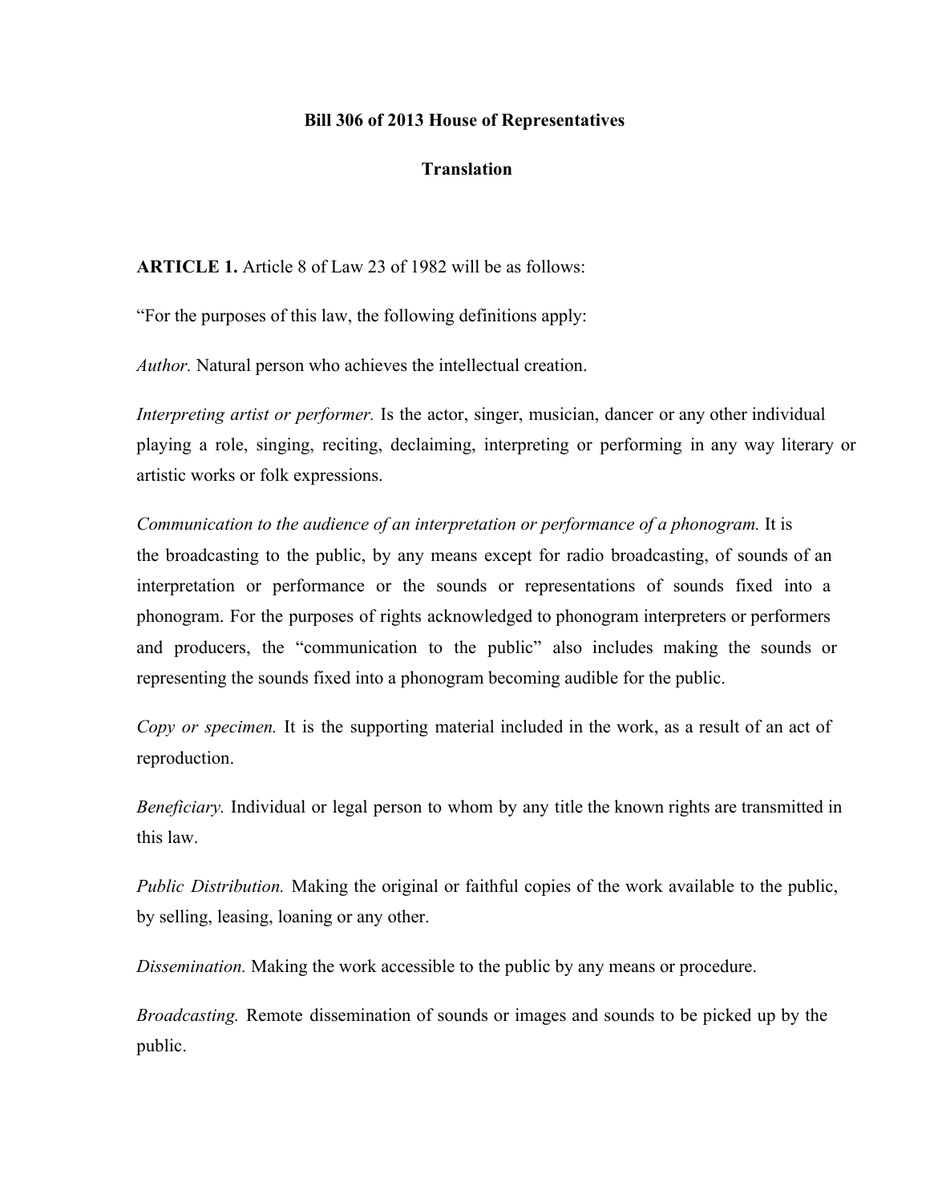**Bill 306 of 2013 House of Representatives**

**Translation**

**ARTICLE 1.** Article 8 of Law 23 of 1982 will be as follows:

“For the purposes of this law, the following definitions apply:

*Author.* Natural person who achieves the intellectual creation.

*Interpreting artist or performer.* Is the actor, singer, musician, dancer or any other individual playing a role, singing, reciting, declaiming, interpreting or performing in any way literary or artistic works or folk expressions.

*Communication to the audience of an interpretation or performance of a phonogram.* It is the broadcasting to the public, by any means except for radio broadcasting, of sounds of an interpretation or performance or the sounds or representations of sounds fixed into a phonogram. For the purposes of rights acknowledged to phonogram interpreters or performers and producers, the “communication to the public” also includes making the sounds or representing the sounds fixed into a phonogram becoming audible for the public.

*Copy or specimen.* It is the supporting material included in the work, as a result of an act of reproduction.

*Beneficiary.* Individual or legal person to whom by any title the known rights are transmitted in this law.

*Public Distribution.* Making the original or faithful copies of the work available to the public, by selling, leasing, loaning or any other.

*Dissemination.* Making the work accessible to the public by any means or procedure.

*Broadcasting.* Remote dissemination of sounds or images and sounds to be picked up by the public.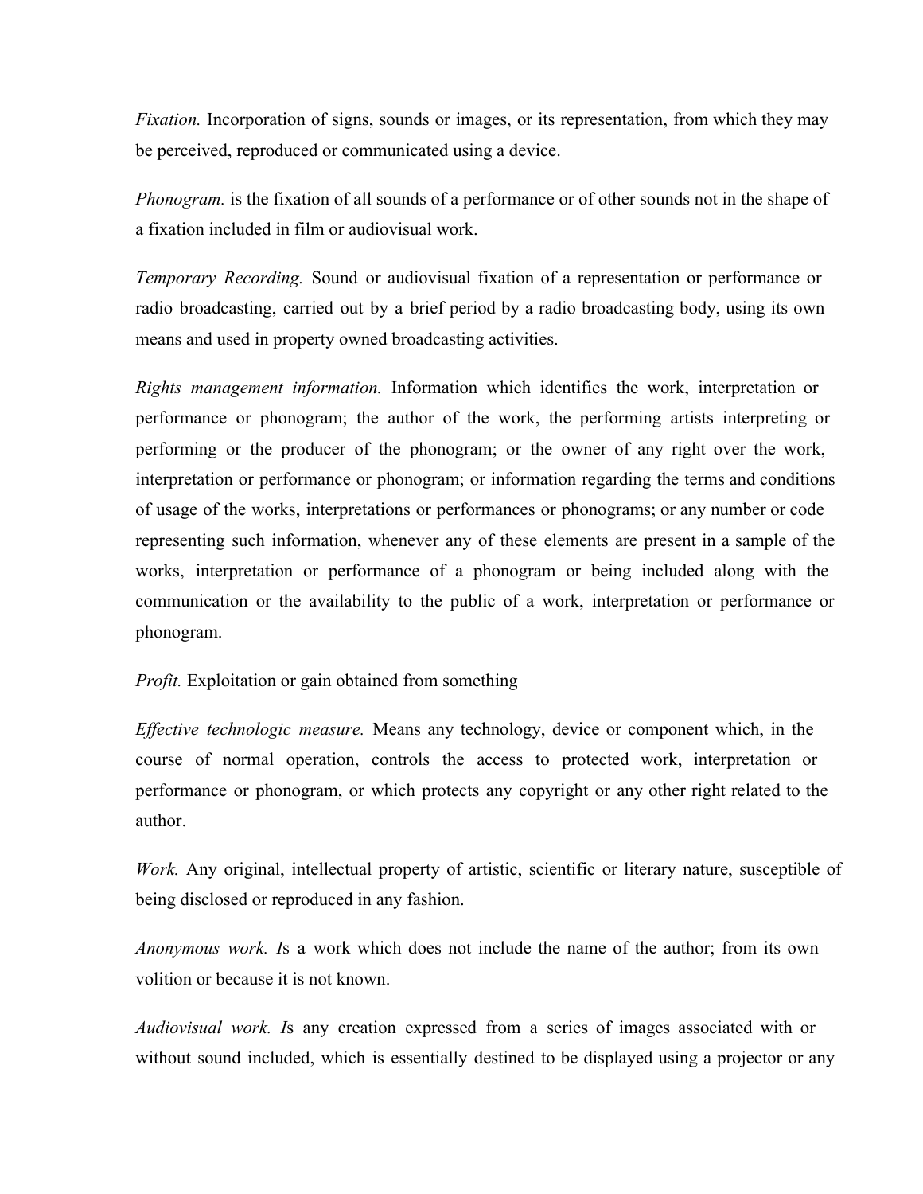*Fixation.* Incorporation of signs, sounds or images, or its representation, from which they may be perceived, reproduced or communicated using a device.

*Phonogram.* is the fixation of all sounds of a performance or of other sounds not in the shape of a fixation included in film or audiovisual work.

*Temporary Recording.* Sound or audiovisual fixation of a representation or performance or radio broadcasting, carried out by a brief period by a radio broadcasting body, using its own means and used in property owned broadcasting activities.

*Rights management information.* Information which identifies the work, interpretation or performance or phonogram; the author of the work, the performing artists interpreting or performing or the producer of the phonogram; or the owner of any right over the work, interpretation or performance or phonogram; or information regarding the terms and conditions of usage of the works, interpretations or performances or phonograms; or any number or code representing such information, whenever any of these elements are present in a sample of the works, interpretation or performance of a phonogram or being included along with the communication or the availability to the public of a work, interpretation or performance or phonogram.

*Profit.* Exploitation or gain obtained from something

*Effective technologic measure.* Means any technology, device or component which, in the course of normal operation, controls the access to protected work, interpretation or performance or phonogram, or which protects any copyright or any other right related to the author.

*Work.* Any original, intellectual property of artistic, scientific or literary nature, susceptible of being disclosed or reproduced in any fashion.

*Anonymous work. I*s a work which does not include the name of the author; from its own volition or because it is not known.

*Audiovisual work. I*s any creation expressed from a series of images associated with or without sound included, which is essentially destined to be displayed using a projector or any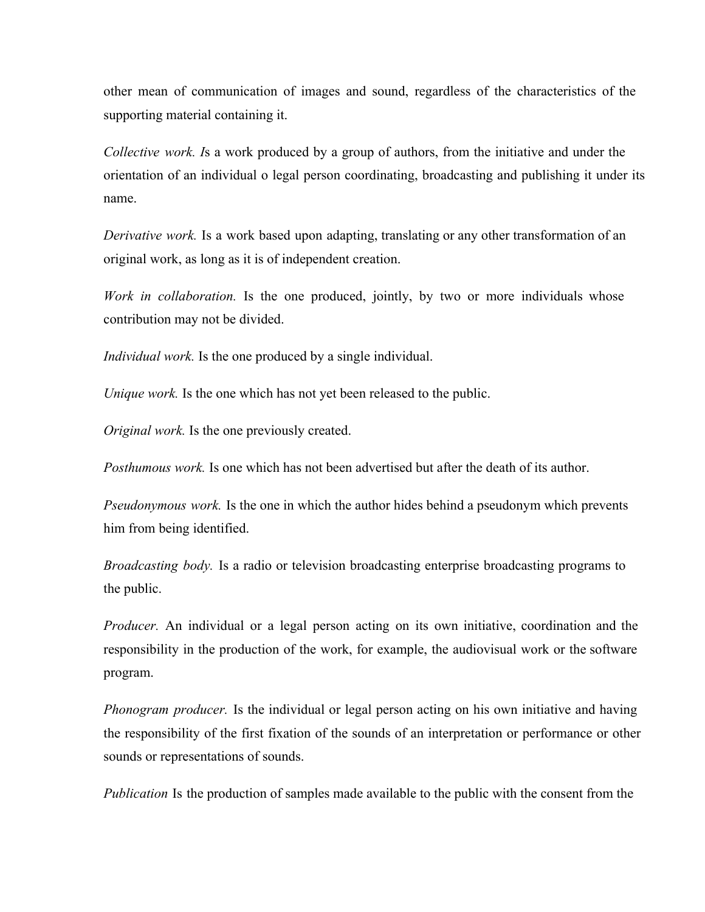other mean of communication of images and sound, regardless of the characteristics of the supporting material containing it.

*Collective work. I*s a work produced by a group of authors, from the initiative and under the orientation of an individual o legal person coordinating, broadcasting and publishing it under its name.

*Derivative work.* Is a work based upon adapting, translating or any other transformation of an original work, as long as it is of independent creation.

*Work in collaboration.* Is the one produced, jointly, by two or more individuals whose contribution may not be divided.

*Individual work.* Is the one produced by a single individual.

*Unique work.* Is the one which has not yet been released to the public.

*Original work.* Is the one previously created.

*Posthumous work.* Is one which has not been advertised but after the death of its author.

*Pseudonymous work.* Is the one in which the author hides behind a pseudonym which prevents him from being identified.

*Broadcasting body.* Is a radio or television broadcasting enterprise broadcasting programs to the public.

*Producer.* An individual or a legal person acting on its own initiative, coordination and the responsibility in the production of the work, for example, the audiovisual work or the software program.

*Phonogram producer.* Is the individual or legal person acting on his own initiative and having the responsibility of the first fixation of the sounds of an interpretation or performance or other sounds or representations of sounds.

*Publication* Is the production of samples made available to the public with the consent from the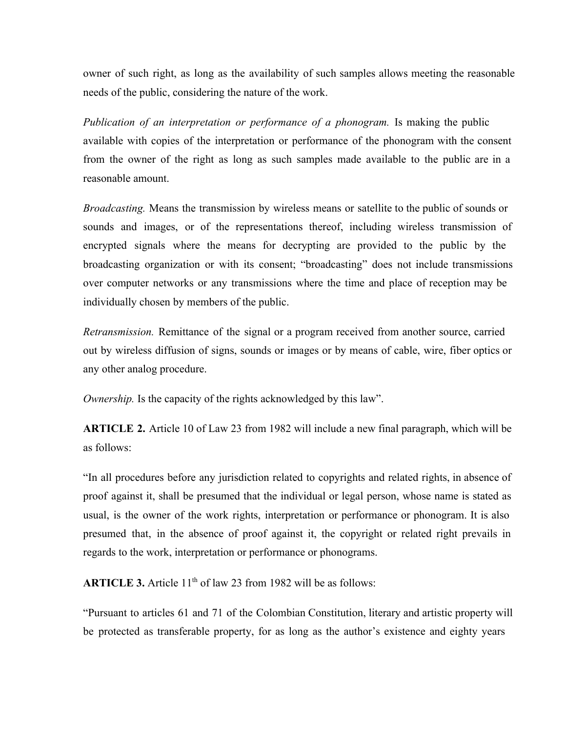owner of such right, as long as the availability of such samples allows meeting the reasonable needs of the public, considering the nature of the work.

*Publication of an interpretation or performance of a phonogram.* Is making the public available with copies of the interpretation or performance of the phonogram with the consent from the owner of the right as long as such samples made available to the public are in a reasonable amount.

*Broadcasting.* Means the transmission by wireless means or satellite to the public of sounds or sounds and images, or of the representations thereof, including wireless transmission of encrypted signals where the means for decrypting are provided to the public by the broadcasting organization or with its consent; "broadcasting" does not include transmissions over computer networks or any transmissions where the time and place of reception may be individually chosen by members of the public.

*Retransmission.* Remittance of the signal or a program received from another source, carried out by wireless diffusion of signs, sounds or images or by means of cable, wire, fiber optics or any other analog procedure.

*Ownership.* Is the capacity of the rights acknowledged by this law".

**ARTICLE 2.** Article 10 of Law 23 from 1982 will include a new final paragraph, which will be as follows:

"In all procedures before any jurisdiction related to copyrights and related rights, in absence of proof against it, shall be presumed that the individual or legal person, whose name is stated as usual, is the owner of the work rights, interpretation or performance or phonogram. It is also presumed that, in the absence of proof against it, the copyright or related right prevails in regards to the work, interpretation or performance or phonograms.

**ARTICLE 3.** Article 11th of law 23 from 1982 will be as follows:

"Pursuant to articles 61 and 71 of the Colombian Constitution, literary and artistic property will be protected as transferable property, for as long as the author's existence and eighty years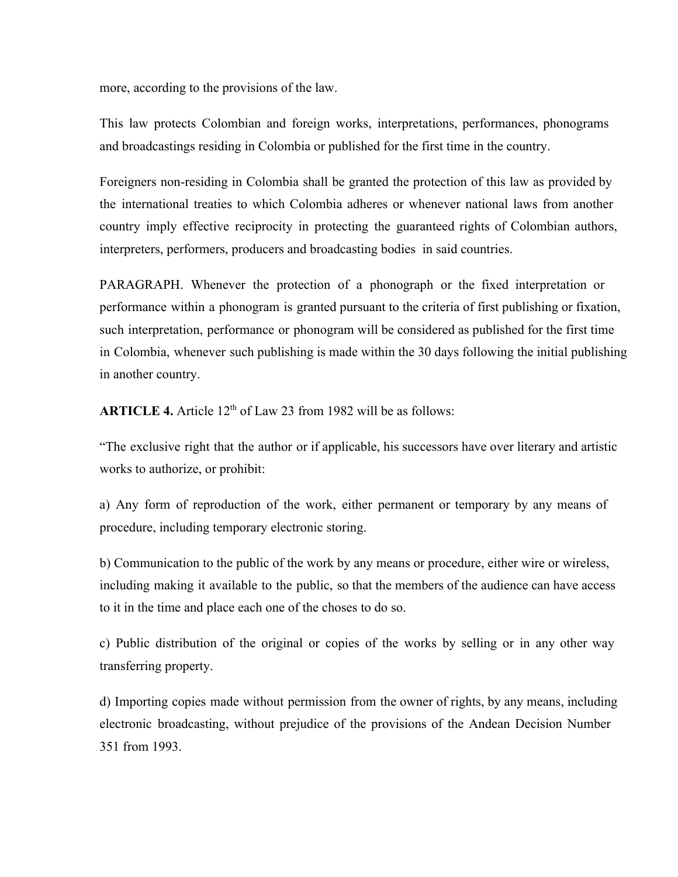more, according to the provisions of the law.

This law protects Colombian and foreign works, interpretations, performances, phonograms and broadcastings residing in Colombia or published for the first time in the country.

Foreigners non-residing in Colombia shall be granted the protection of this law as provided by the international treaties to which Colombia adheres or whenever national laws from another country imply effective reciprocity in protecting the guaranteed rights of Colombian authors, interpreters, performers, producers and broadcasting bodies in said countries.

PARAGRAPH. Whenever the protection of a phonograph or the fixed interpretation or performance within a phonogram is granted pursuant to the criteria of first publishing or fixation, such interpretation, performance or phonogram will be considered as published for the first time in Colombia, whenever such publishing is made within the 30 days following the initial publishing in another country.

**ARTICLE 4.** Article 12[th] of Law 23 from 1982 will be as follows:

"The exclusive right that the author or if applicable, his successors have over literary and artistic works to authorize, or prohibit:

a) Any form of reproduction of the work, either permanent or temporary by any means of procedure, including temporary electronic storing.

b) Communication to the public of the work by any means or procedure, either wire or wireless, including making it available to the public, so that the members of the audience can have access to it in the time and place each one of the choses to do so.

c) Public distribution of the original or copies of the works by selling or in any other way transferring property.

d) Importing copies made without permission from the owner of rights, by any means, including electronic broadcasting, without prejudice of the provisions of the Andean Decision Number 351 from 1993.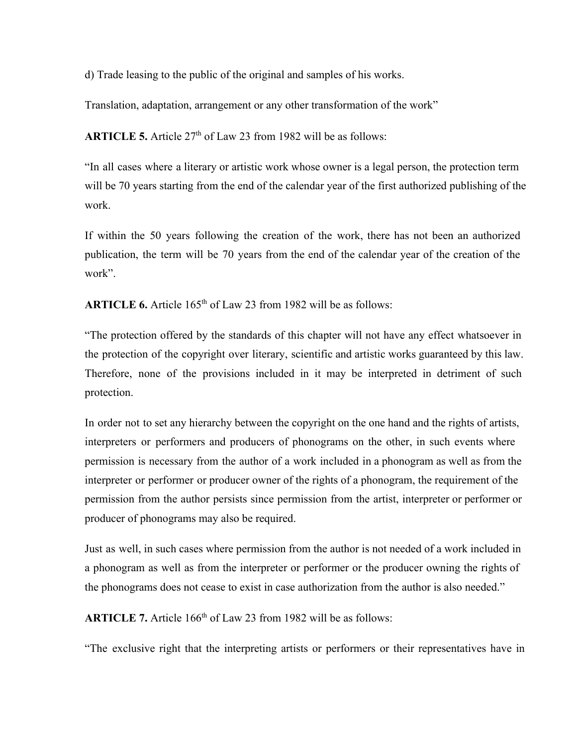d) Trade leasing to the public of the original and samples of his works.

Translation, adaptation, arrangement or any other transformation of the work"

**ARTICLE 5.** Article 27th of Law 23 from 1982 will be as follows:

"In all cases where a literary or artistic work whose owner is a legal person, the protection term will be 70 years starting from the end of the calendar year of the first authorized publishing of the work.

If within the 50 years following the creation of the work, there has not been an authorized publication, the term will be 70 years from the end of the calendar year of the creation of the work".

**ARTICLE 6.** Article 165th of Law 23 from 1982 will be as follows:

"The protection offered by the standards of this chapter will not have any effect whatsoever in the protection of the copyright over literary, scientific and artistic works guaranteed by this law. Therefore, none of the provisions included in it may be interpreted in detriment of such protection.

In order not to set any hierarchy between the copyright on the one hand and the rights of artists, interpreters or performers and producers of phonograms on the other, in such events where permission is necessary from the author of a work included in a phonogram as well as from the interpreter or performer or producer owner of the rights of a phonogram, the requirement of the permission from the author persists since permission from the artist, interpreter or performer or producer of phonograms may also be required.

Just as well, in such cases where permission from the author is not needed of a work included in a phonogram as well as from the interpreter or performer or the producer owning the rights of the phonograms does not cease to exist in case authorization from the author is also needed."

**ARTICLE 7.** Article 166th of Law 23 from 1982 will be as follows:

"The exclusive right that the interpreting artists or performers or their representatives have in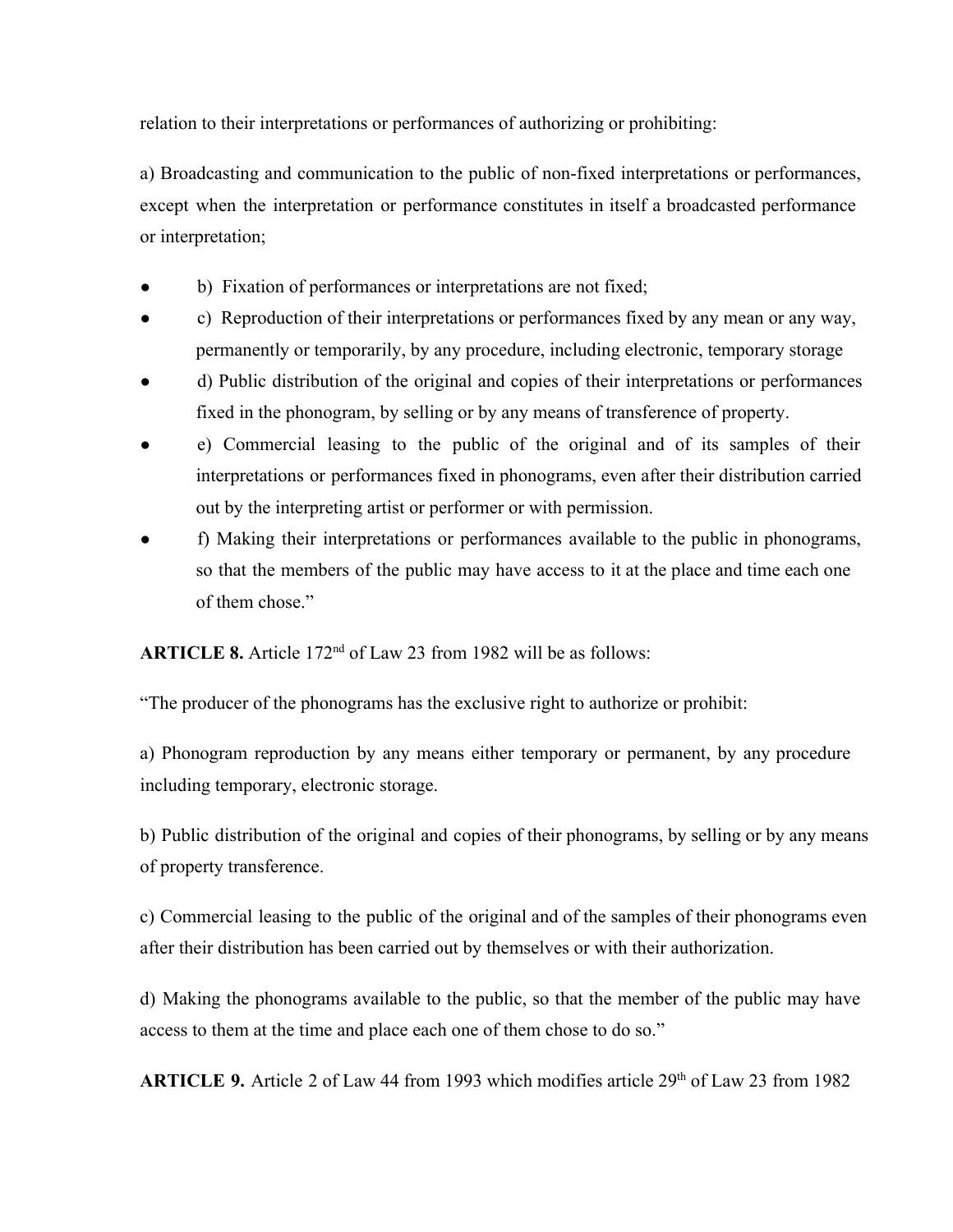relation to their interpretations or performances of authorizing or prohibiting:

a) Broadcasting and communication to the public of non-fixed interpretations or performances, except when the interpretation or performance constitutes in itself a broadcasted performance or interpretation;

- b) Fixation of performances or interpretations are not fixed;
- c) Reproduction of their interpretations or performances fixed by any mean or any way, permanently or temporarily, by any procedure, including electronic, temporary storage
- d) Public distribution of the original and copies of their interpretations or performances fixed in the phonogram, by selling or by any means of transference of property.
- e) Commercial leasing to the public of the original and of its samples of their interpretations or performances fixed in phonograms, even after their distribution carried out by the interpreting artist or performer or with permission.
- f) Making their interpretations or performances available to the public in phonograms, so that the members of the public may have access to it at the place and time each one of them chose."

**ARTICLE 8.** Article 172nd of Law 23 from 1982 will be as follows:

"The producer of the phonograms has the exclusive right to authorize or prohibit:

a) Phonogram reproduction by any means either temporary or permanent, by any procedure including temporary, electronic storage.

b) Public distribution of the original and copies of their phonograms, by selling or by any means of property transference.

c) Commercial leasing to the public of the original and of the samples of their phonograms even after their distribution has been carried out by themselves or with their authorization.

d) Making the phonograms available to the public, so that the member of the public may have access to them at the time and place each one of them chose to do so."

**ARTICLE 9.** Article 2 of Law 44 from 1993 which modifies article 29th of Law 23 from 1982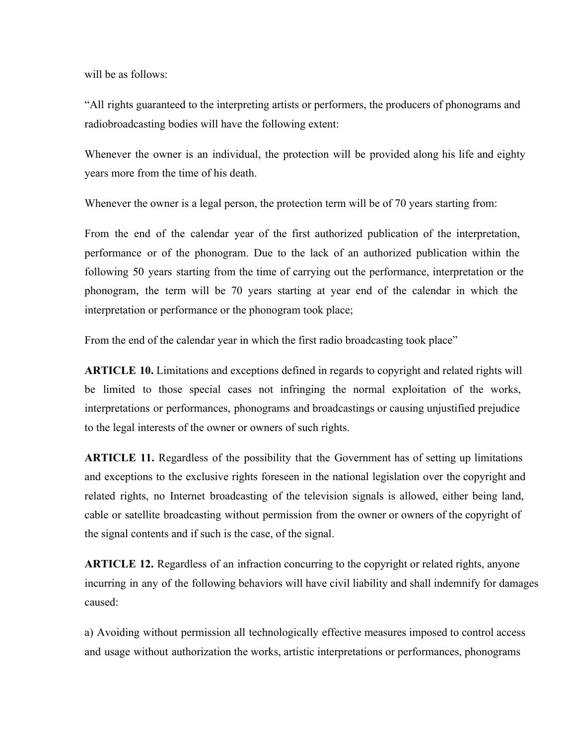will be as follows:

"All rights guaranteed to the interpreting artists or performers, the producers of phonograms and radiobroadcasting bodies will have the following extent:

Whenever the owner is an individual, the protection will be provided along his life and eighty years more from the time of his death.

Whenever the owner is a legal person, the protection term will be of 70 years starting from:

From the end of the calendar year of the first authorized publication of the interpretation, performance or of the phonogram. Due to the lack of an authorized publication within the following 50 years starting from the time of carrying out the performance, interpretation or the phonogram, the term will be 70 years starting at year end of the calendar in which the interpretation or performance or the phonogram took place;

From the end of the calendar year in which the first radio broadcasting took place"

**ARTICLE 10.** Limitations and exceptions defined in regards to copyright and related rights will be limited to those special cases not infringing the normal exploitation of the works, interpretations or performances, phonograms and broadcastings or causing unjustified prejudice to the legal interests of the owner or owners of such rights.

**ARTICLE 11.** Regardless of the possibility that the Government has of setting up limitations and exceptions to the exclusive rights foreseen in the national legislation over the copyright and related rights, no Internet broadcasting of the television signals is allowed, either being land, cable or satellite broadcasting without permission from the owner or owners of the copyright of the signal contents and if such is the case, of the signal.

**ARTICLE 12.** Regardless of an infraction concurring to the copyright or related rights, anyone incurring in any of the following behaviors will have civil liability and shall indemnify for damages caused:

a) Avoiding without permission all technologically effective measures imposed to control access and usage without authorization the works, artistic interpretations or performances, phonograms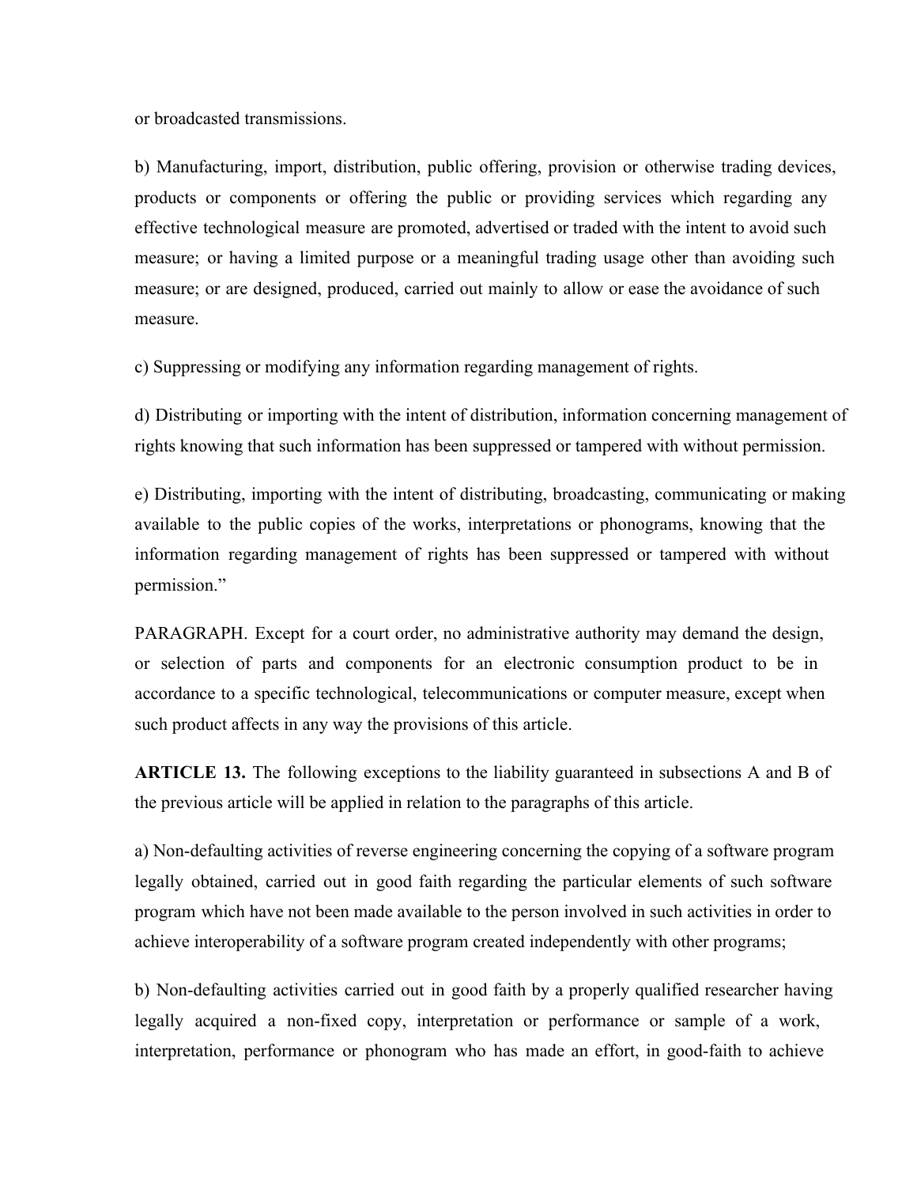or broadcasted transmissions.

b) Manufacturing, import, distribution, public offering, provision or otherwise trading devices, products or components or offering the public or providing services which regarding any effective technological measure are promoted, advertised or traded with the intent to avoid such measure; or having a limited purpose or a meaningful trading usage other than avoiding such measure; or are designed, produced, carried out mainly to allow or ease the avoidance of such measure.

c) Suppressing or modifying any information regarding management of rights.

d) Distributing or importing with the intent of distribution, information concerning management of rights knowing that such information has been suppressed or tampered with without permission.

e) Distributing, importing with the intent of distributing, broadcasting, communicating or making available to the public copies of the works, interpretations or phonograms, knowing that the information regarding management of rights has been suppressed or tampered with without permission."

PARAGRAPH. Except for a court order, no administrative authority may demand the design, or selection of parts and components for an electronic consumption product to be in accordance to a specific technological, telecommunications or computer measure, except when such product affects in any way the provisions of this article.

**ARTICLE 13.** The following exceptions to the liability guaranteed in subsections A and B of the previous article will be applied in relation to the paragraphs of this article.

a) Non-defaulting activities of reverse engineering concerning the copying of a software program legally obtained, carried out in good faith regarding the particular elements of such software program which have not been made available to the person involved in such activities in order to achieve interoperability of a software program created independently with other programs;

b) Non-defaulting activities carried out in good faith by a properly qualified researcher having legally acquired a non-fixed copy, interpretation or performance or sample of a work, interpretation, performance or phonogram who has made an effort, in good-faith to achieve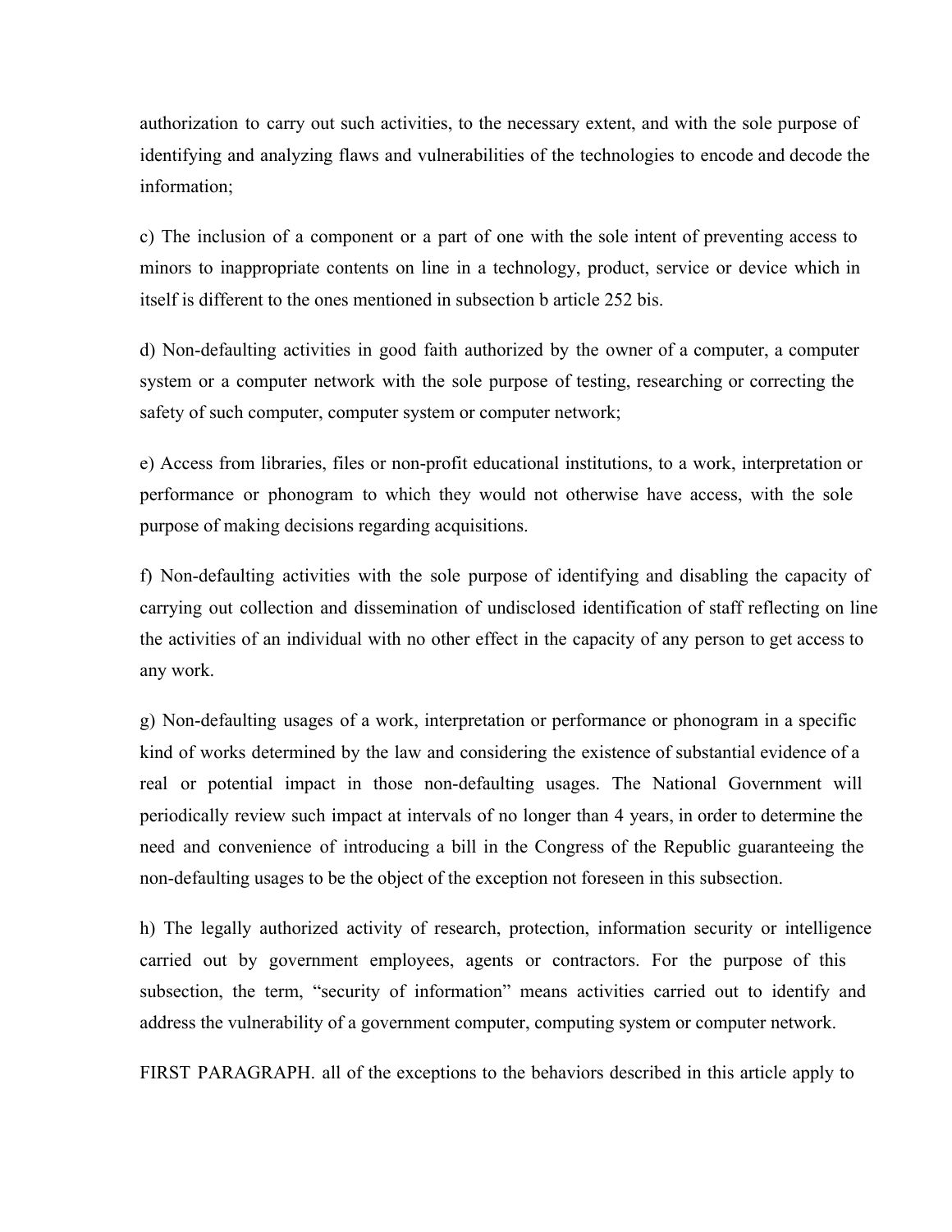authorization to carry out such activities, to the necessary extent, and with the sole purpose of identifying and analyzing flaws and vulnerabilities of the technologies to encode and decode the information;

c) The inclusion of a component or a part of one with the sole intent of preventing access to minors to inappropriate contents on line in a technology, product, service or device which in itself is different to the ones mentioned in subsection b article 252 bis.

d) Non-defaulting activities in good faith authorized by the owner of a computer, a computer system or a computer network with the sole purpose of testing, researching or correcting the safety of such computer, computer system or computer network;

e) Access from libraries, files or non-profit educational institutions, to a work, interpretation or performance or phonogram to which they would not otherwise have access, with the sole purpose of making decisions regarding acquisitions.

f) Non-defaulting activities with the sole purpose of identifying and disabling the capacity of carrying out collection and dissemination of undisclosed identification of staff reflecting on line the activities of an individual with no other effect in the capacity of any person to get access to any work.

g) Non-defaulting usages of a work, interpretation or performance or phonogram in a specific kind of works determined by the law and considering the existence of substantial evidence of a real or potential impact in those non-defaulting usages. The National Government will periodically review such impact at intervals of no longer than 4 years, in order to determine the need and convenience of introducing a bill in the Congress of the Republic guaranteeing the non-defaulting usages to be the object of the exception not foreseen in this subsection.

h) The legally authorized activity of research, protection, information security or intelligence carried out by government employees, agents or contractors. For the purpose of this subsection, the term, "security of information" means activities carried out to identify and address the vulnerability of a government computer, computing system or computer network.

FIRST PARAGRAPH. all of the exceptions to the behaviors described in this article apply to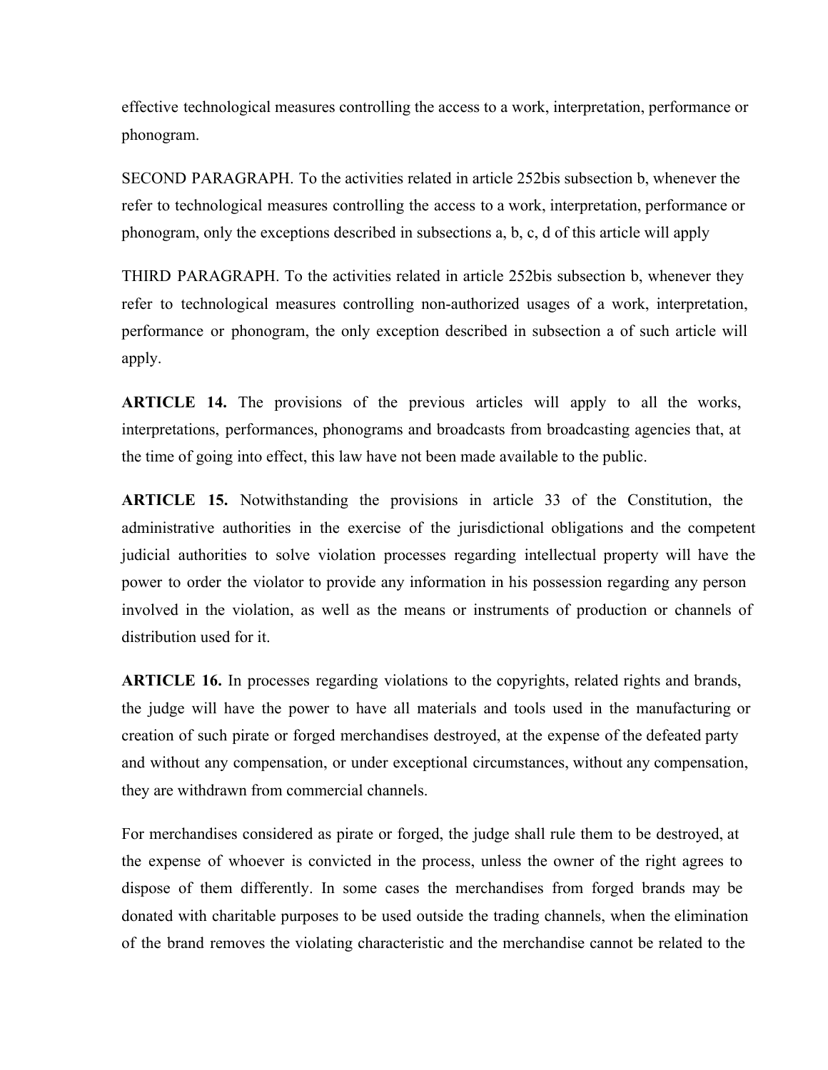effective technological measures controlling the access to a work, interpretation, performance or phonogram.

SECOND PARAGRAPH. To the activities related in article 252bis subsection b, whenever the refer to technological measures controlling the access to a work, interpretation, performance or phonogram, only the exceptions described in subsections a, b, c, d of this article will apply

THIRD PARAGRAPH. To the activities related in article 252bis subsection b, whenever they refer to technological measures controlling non-authorized usages of a work, interpretation, performance or phonogram, the only exception described in subsection a of such article will apply.

**ARTICLE 14.** The provisions of the previous articles will apply to all the works, interpretations, performances, phonograms and broadcasts from broadcasting agencies that, at the time of going into effect, this law have not been made available to the public.

**ARTICLE 15.** Notwithstanding the provisions in article 33 of the Constitution, the administrative authorities in the exercise of the jurisdictional obligations and the competent judicial authorities to solve violation processes regarding intellectual property will have the power to order the violator to provide any information in his possession regarding any person involved in the violation, as well as the means or instruments of production or channels of distribution used for it.

**ARTICLE 16.** In processes regarding violations to the copyrights, related rights and brands, the judge will have the power to have all materials and tools used in the manufacturing or creation of such pirate or forged merchandises destroyed, at the expense of the defeated party and without any compensation, or under exceptional circumstances, without any compensation, they are withdrawn from commercial channels.

For merchandises considered as pirate or forged, the judge shall rule them to be destroyed, at the expense of whoever is convicted in the process, unless the owner of the right agrees to dispose of them differently. In some cases the merchandises from forged brands may be donated with charitable purposes to be used outside the trading channels, when the elimination of the brand removes the violating characteristic and the merchandise cannot be related to the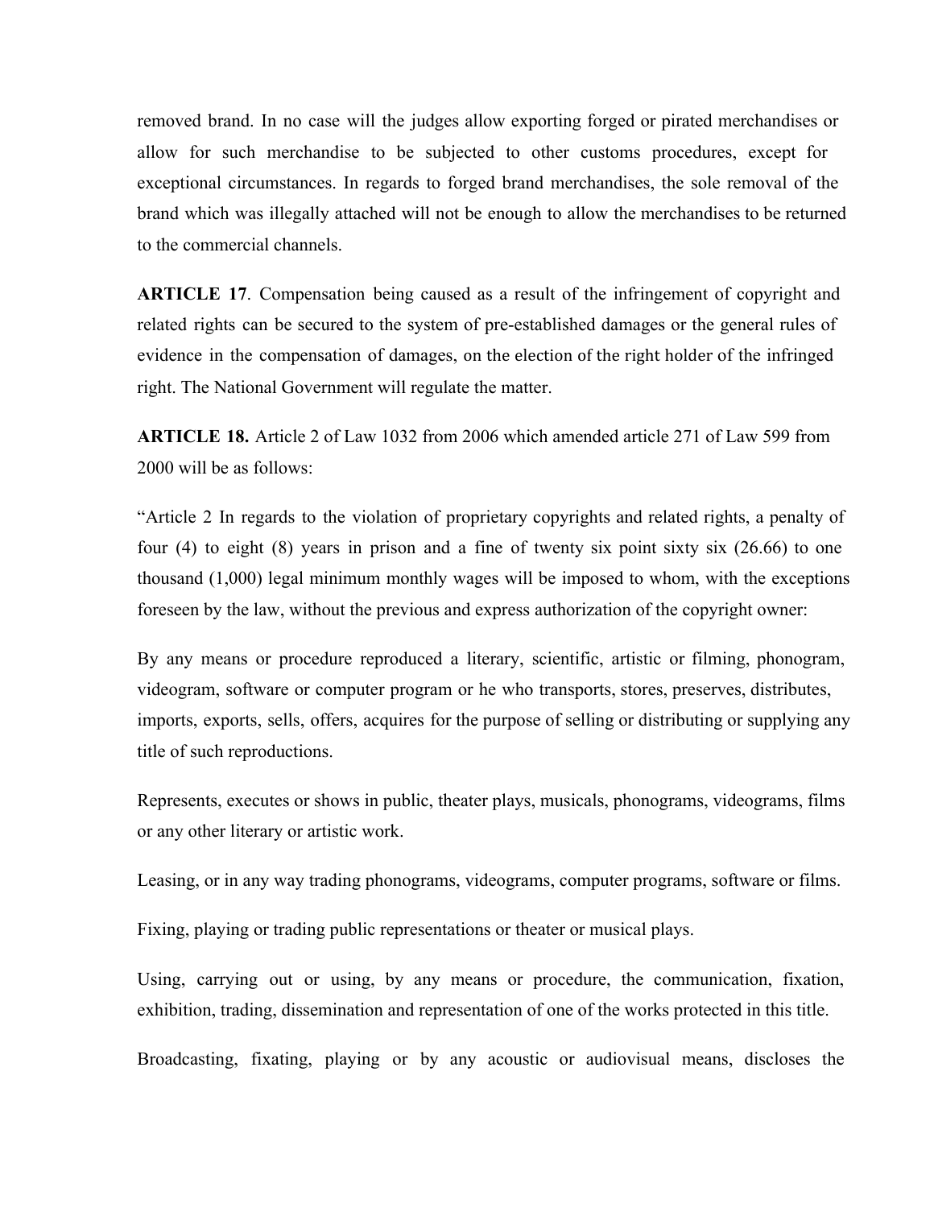removed brand. In no case will the judges allow exporting forged or pirated merchandises or allow for such merchandise to be subjected to other customs procedures, except for exceptional circumstances. In regards to forged brand merchandises, the sole removal of the brand which was illegally attached will not be enough to allow the merchandises to be returned to the commercial channels.

**ARTICLE 17**. Compensation being caused as a result of the infringement of copyright and related rights can be secured to the system of pre-established damages or the general rules of evidence in the compensation of damages, on the election of the right holder of the infringed right. The National Government will regulate the matter.

**ARTICLE 18.** Article 2 of Law 1032 from 2006 which amended article 271 of Law 599 from 2000 will be as follows:

"Article 2 In regards to the violation of proprietary copyrights and related rights, a penalty of four (4) to eight (8) years in prison and a fine of twenty six point sixty six (26.66) to one thousand (1,000) legal minimum monthly wages will be imposed to whom, with the exceptions foreseen by the law, without the previous and express authorization of the copyright owner:

By any means or procedure reproduced a literary, scientific, artistic or filming, phonogram, videogram, software or computer program or he who transports, stores, preserves, distributes, imports, exports, sells, offers, acquires for the purpose of selling or distributing or supplying any title of such reproductions.

Represents, executes or shows in public, theater plays, musicals, phonograms, videograms, films or any other literary or artistic work.

Leasing, or in any way trading phonograms, videograms, computer programs, software or films.

Fixing, playing or trading public representations or theater or musical plays.

Using, carrying out or using, by any means or procedure, the communication, fixation, exhibition, trading, dissemination and representation of one of the works protected in this title.

Broadcasting, fixating, playing or by any acoustic or audiovisual means, discloses the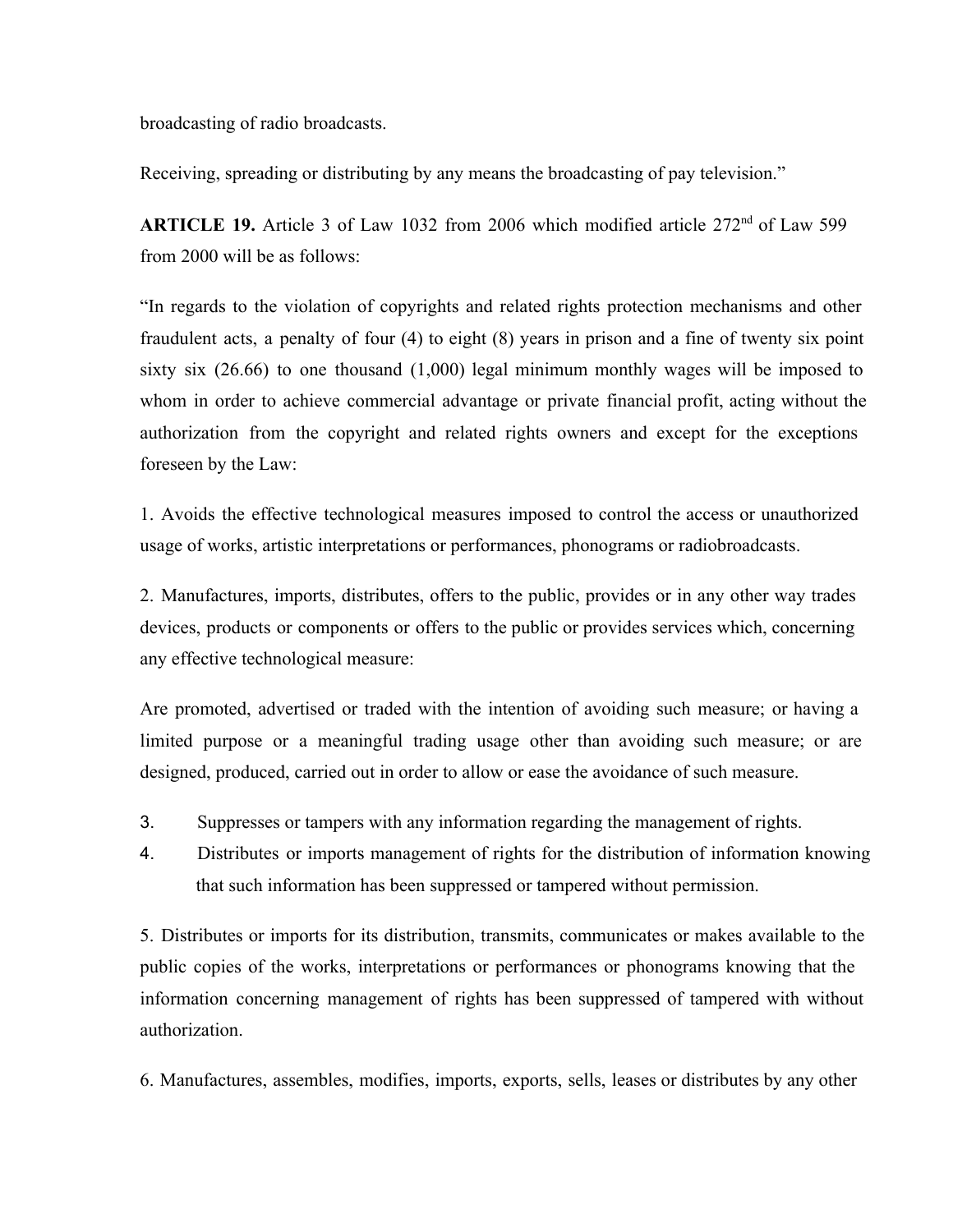broadcasting of radio broadcasts.

Receiving, spreading or distributing by any means the broadcasting of pay television."

**ARTICLE 19.** Article 3 of Law 1032 from 2006 which modified article 272nd of Law 599 from 2000 will be as follows:

"In regards to the violation of copyrights and related rights protection mechanisms and other fraudulent acts, a penalty of four (4) to eight (8) years in prison and a fine of twenty six point sixty six (26.66) to one thousand (1,000) legal minimum monthly wages will be imposed to whom in order to achieve commercial advantage or private financial profit, acting without the authorization from the copyright and related rights owners and except for the exceptions foreseen by the Law:

1. Avoids the effective technological measures imposed to control the access or unauthorized usage of works, artistic interpretations or performances, phonograms or radiobroadcasts.

2. Manufactures, imports, distributes, offers to the public, provides or in any other way trades devices, products or components or offers to the public or provides services which, concerning any effective technological measure:

Are promoted, advertised or traded with the intention of avoiding such measure; or having a limited purpose or a meaningful trading usage other than avoiding such measure; or are designed, produced, carried out in order to allow or ease the avoidance of such measure.

3. Suppresses or tampers with any information regarding the management of rights.
4. Distributes or imports management of rights for the distribution of information knowing that such information has been suppressed or tampered without permission.

5. Distributes or imports for its distribution, transmits, communicates or makes available to the public copies of the works, interpretations or performances or phonograms knowing that the information concerning management of rights has been suppressed of tampered with without authorization.

6. Manufactures, assembles, modifies, imports, exports, sells, leases or distributes by any other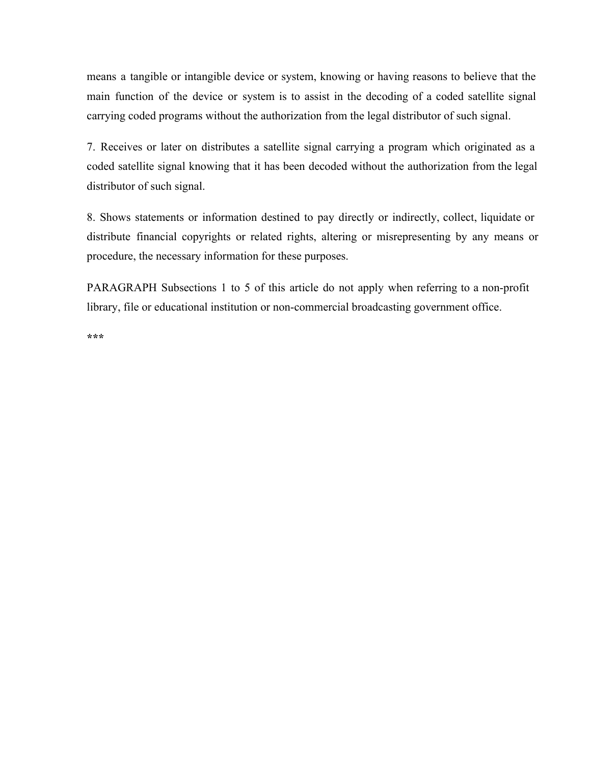means a tangible or intangible device or system, knowing or having reasons to believe that the main function of the device or system is to assist in the decoding of a coded satellite signal carrying coded programs without the authorization from the legal distributor of such signal.

7. Receives or later on distributes a satellite signal carrying a program which originated as a coded satellite signal knowing that it has been decoded without the authorization from the legal distributor of such signal.

8. Shows statements or information destined to pay directly or indirectly, collect, liquidate or distribute financial copyrights or related rights, altering or misrepresenting by any means or procedure, the necessary information for these purposes.

PARAGRAPH Subsections 1 to 5 of this article do not apply when referring to a non-profit library, file or educational institution or non-commercial broadcasting government office.

***